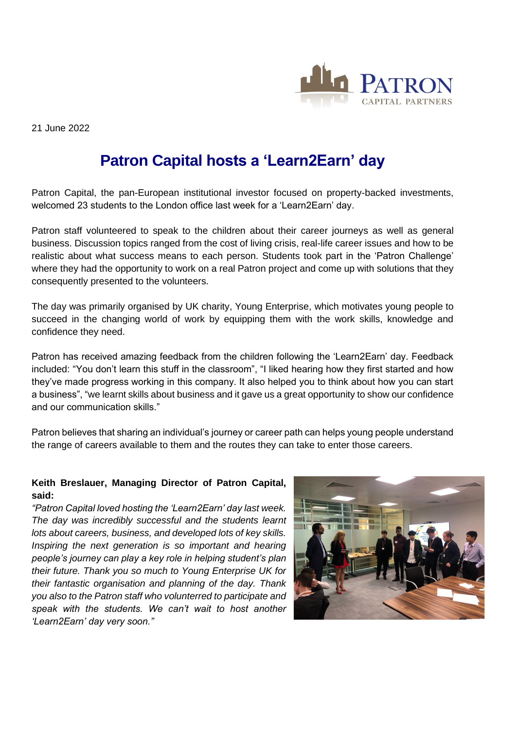21 June 2022

# Patron Capital hosts a 'Learn2Earn' day

Patron Capital, the pan-European institutional investor focused on property-backed investments, welcomed 23 students to the London office last week for a 'Learn2Earn' day.

Patron staff volunteered to speak to the children about their career journeys as well as general business. Discussion topics ranged from the cost of living crisis, real-life career issues and how to be realistic about what success means to each person. Students took part in the 'Patron Challenge' where they had the opportunity to work on a real Patron project and come up with solutions that they consequently presented to the volunteers.

The day was primarily organised by UK charity, Young Enterprise, which motivates young people to succeed in the changing world of work by equipping them with the work skills, knowledge and confidence they need.

Patron has received amazing feedback from the children following the 'Learn2Earn' day. Feedback included: "You don't learn this stuff in the classroom", "I liked hearing how they first started and how they've made progress working in this company. It also helped you to think about how you can start a business", "we learnt skills about business and it gave us a great opportunity to show our confidence and our communication skills."

Patron believes that sharing an individual's journey or career path can helps young people understand the range of careers available to them and the routes they can take to enter those careers.

**Keith Breslauer, Managing Director of Patron Capital, said:**

*"Patron Capital loved hosting the 'Learn2Earn' day last week. The day was incredibly successful and the students learnt lots about careers, business, and developed lots of key skills. Inspiring the next generation is so important and hearing people's journey can play a key role in helping student's plan their future. Thank you so much to Young Enterprise UK for their fantastic organisation and planning of the day. Thank you also to the Patron staff who volunterred to participate and speak with the students. We can't wait to host another 'Learn2Earn' day very soon."*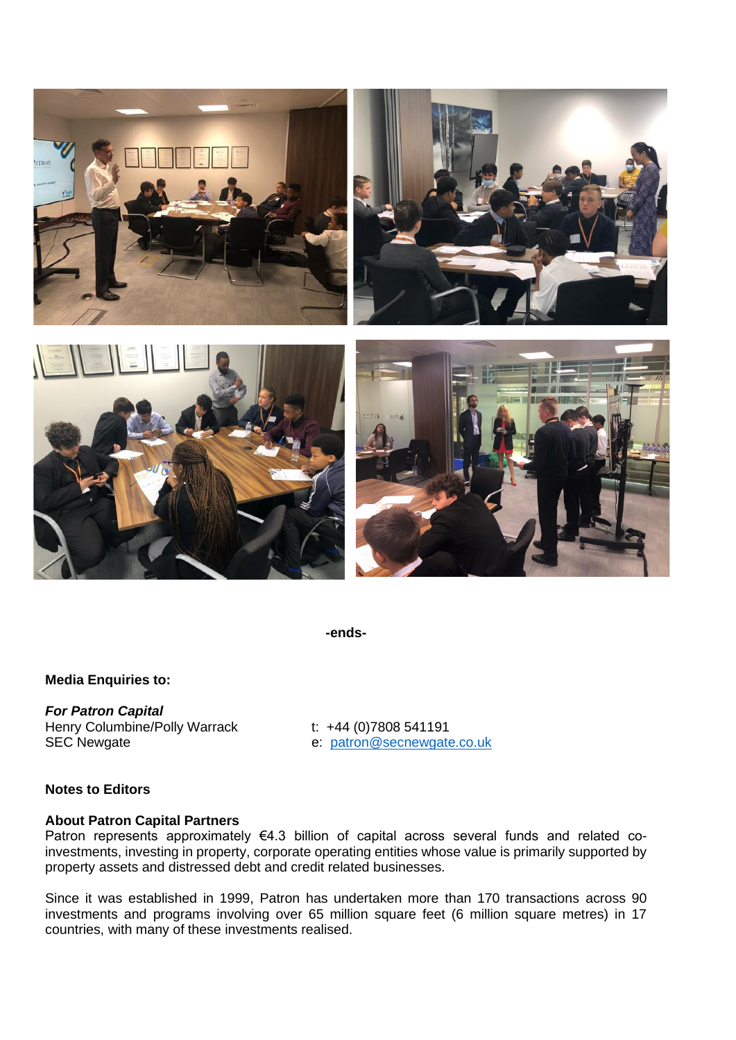**-ends-**

**Media Enquiries to:**

***For Patron Capital***

Henry Columbine/Polly Warrack  
SEC Newgate

t: +44 (0)7808 541191  
e: patron@secnewgate.co.uk

**Notes to Editors**

**About Patron Capital Partners**

Patron represents approximately €4.3 billion of capital across several funds and related co-investments, investing in property, corporate operating entities whose value is primarily supported by property assets and distressed debt and credit related businesses.

Since it was established in 1999, Patron has undertaken more than 170 transactions across 90 investments and programs involving over 65 million square feet (6 million square metres) in 17 countries, with many of these investments realised.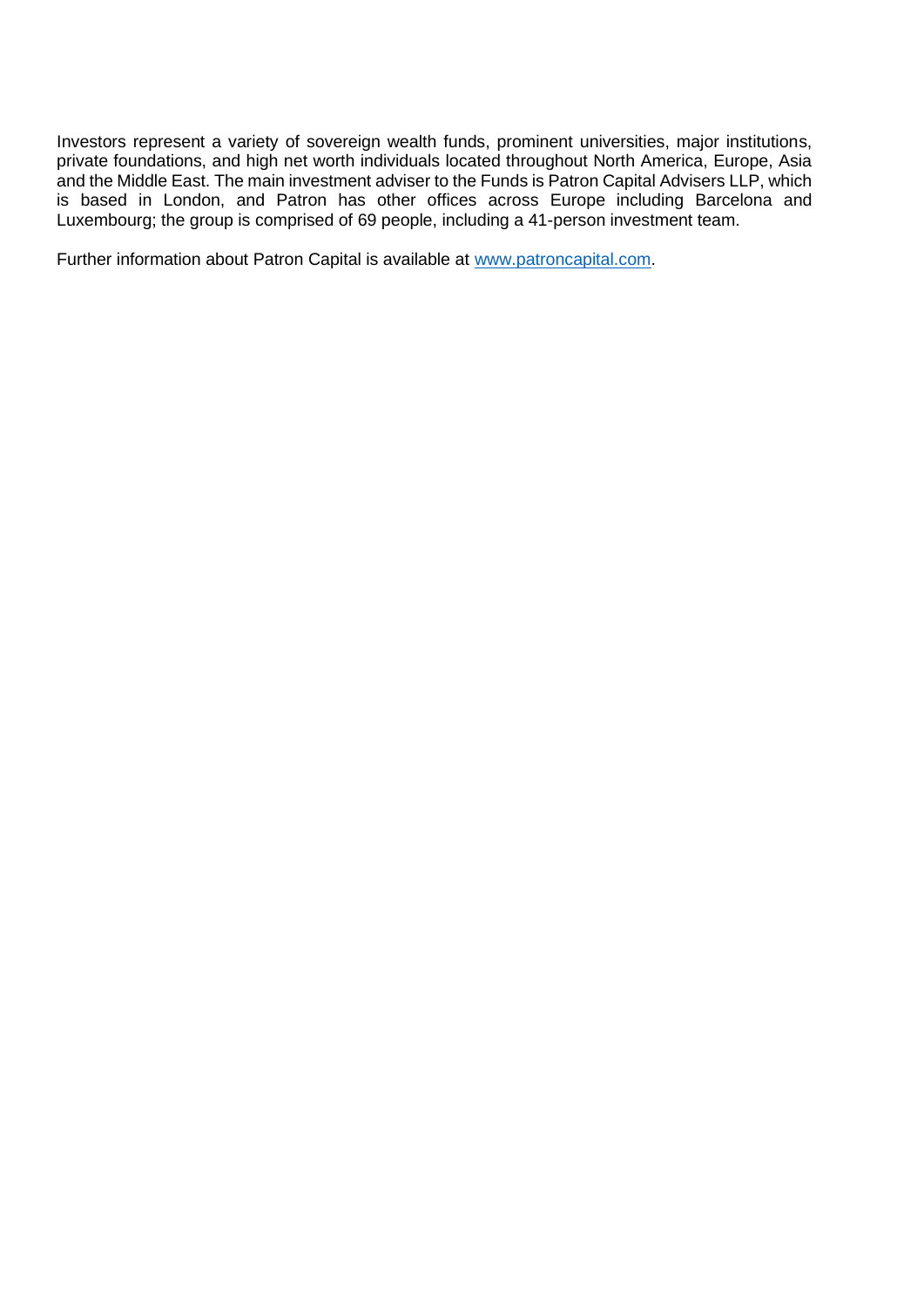Investors represent a variety of sovereign wealth funds, prominent universities, major institutions, private foundations, and high net worth individuals located throughout North America, Europe, Asia and the Middle East. The main investment adviser to the Funds is Patron Capital Advisers LLP, which is based in London, and Patron has other offices across Europe including Barcelona and Luxembourg; the group is comprised of 69 people, including a 41-person investment team.

Further information about Patron Capital is available at [www.patroncapital.com](http://www.patroncapital.com).